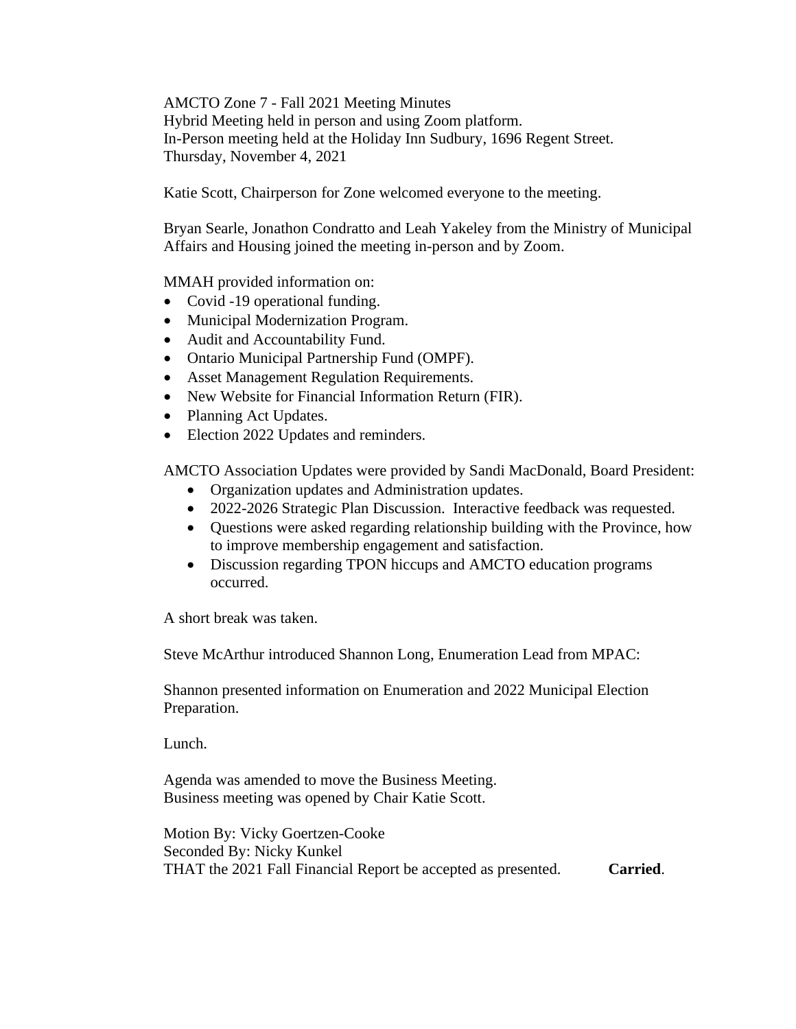AMCTO Zone 7 - Fall 2021 Meeting Minutes
Hybrid Meeting held in person and using Zoom platform.
In-Person meeting held at the Holiday Inn Sudbury, 1696 Regent Street.
Thursday, November 4, 2021

Katie Scott, Chairperson for Zone welcomed everyone to the meeting.

Bryan Searle, Jonathon Condratto and Leah Yakeley from the Ministry of Municipal Affairs and Housing joined the meeting in-person and by Zoom.

MMAH provided information on:

- Covid -19 operational funding.
- Municipal Modernization Program.
- Audit and Accountability Fund.
- Ontario Municipal Partnership Fund (OMPF).
- Asset Management Regulation Requirements.
- New Website for Financial Information Return (FIR).
- Planning Act Updates.
- Election 2022 Updates and reminders.

AMCTO Association Updates were provided by Sandi MacDonald, Board President:

- Organization updates and Administration updates.
- 2022-2026 Strategic Plan Discussion. Interactive feedback was requested.
- Questions were asked regarding relationship building with the Province, how to improve membership engagement and satisfaction.
- Discussion regarding TPON hiccups and AMCTO education programs occurred.

A short break was taken.

Steve McArthur introduced Shannon Long, Enumeration Lead from MPAC:

Shannon presented information on Enumeration and 2022 Municipal Election Preparation.

Lunch.

Agenda was amended to move the Business Meeting.
Business meeting was opened by Chair Katie Scott.

Motion By: Vicky Goertzen-Cooke
Seconded By: Nicky Kunkel
THAT the 2021 Fall Financial Report be accepted as presented. **Carried**.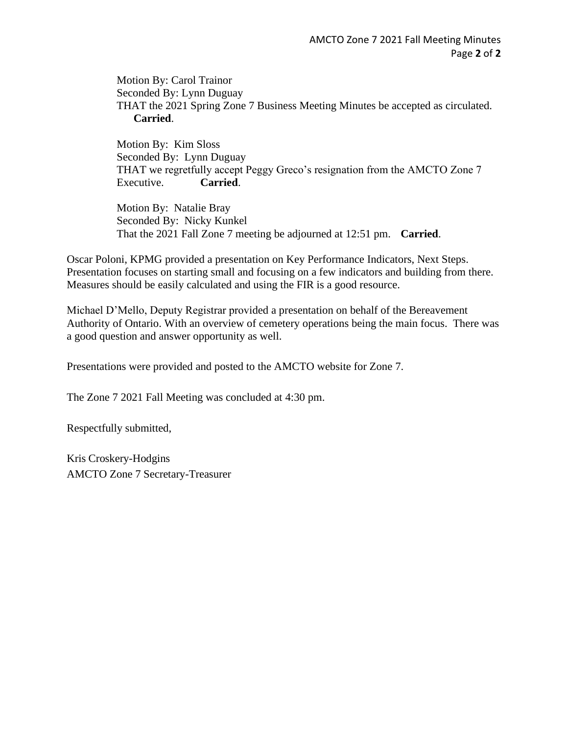Motion By: Carol Trainor
Seconded By: Lynn Duguay
THAT the 2021 Spring Zone 7 Business Meeting Minutes be accepted as circulated. **Carried**.

Motion By: Kim Sloss
Seconded By: Lynn Duguay
THAT we regretfully accept Peggy Greco's resignation from the AMCTO Zone 7 Executive. **Carried**.

Motion By: Natalie Bray
Seconded By: Nicky Kunkel
That the 2021 Fall Zone 7 meeting be adjourned at 12:51 pm. **Carried**.

Oscar Poloni, KPMG provided a presentation on Key Performance Indicators, Next Steps. Presentation focuses on starting small and focusing on a few indicators and building from there. Measures should be easily calculated and using the FIR is a good resource.

Michael D'Mello, Deputy Registrar provided a presentation on behalf of the Bereavement Authority of Ontario. With an overview of cemetery operations being the main focus. There was a good question and answer opportunity as well.

Presentations were provided and posted to the AMCTO website for Zone 7.

The Zone 7 2021 Fall Meeting was concluded at 4:30 pm.

Respectfully submitted,

Kris Croskery-Hodgins
AMCTO Zone 7 Secretary-Treasurer